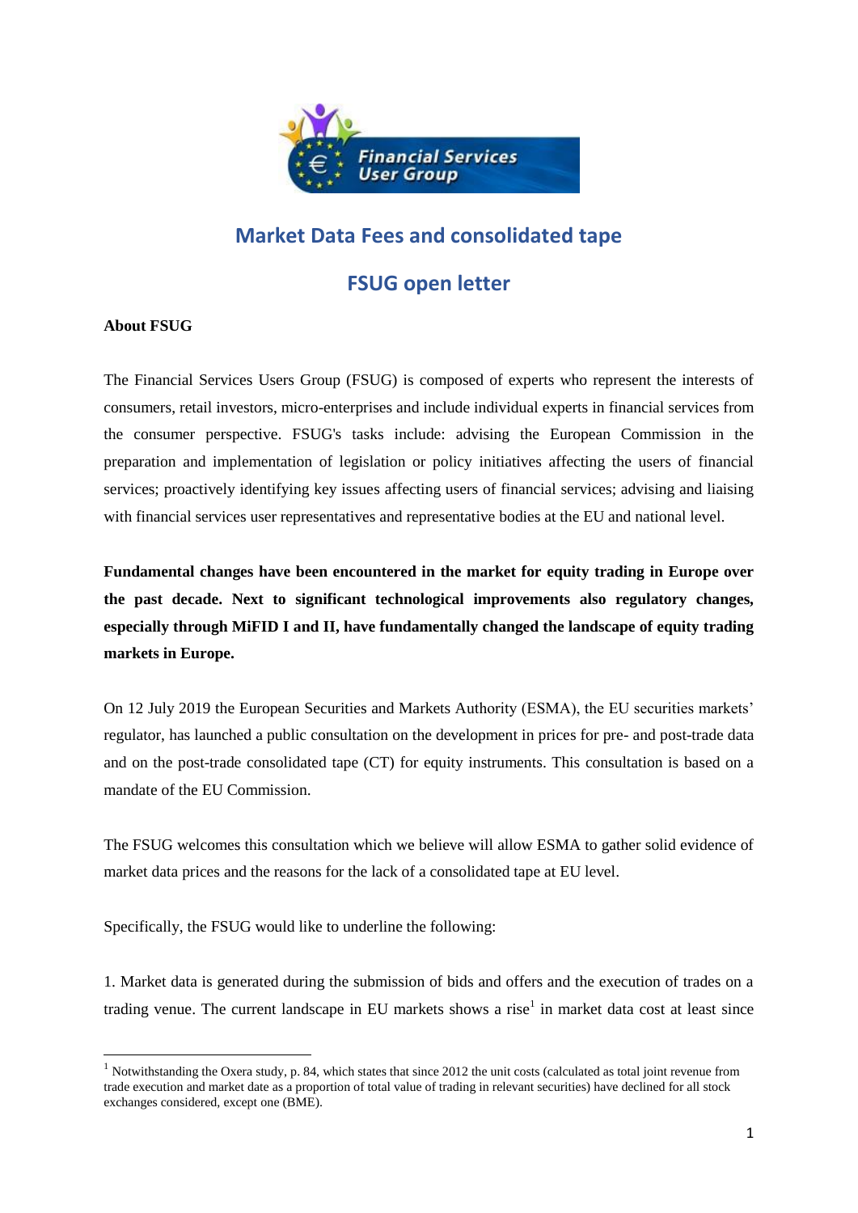# Market Data Fees and consolidated tape

## FSUG open letter

**About FSUG**

The Financial Services Users Group (FSUG) is composed of experts who represent the interests of consumers, retail investors, micro-enterprises and include individual experts in financial services from the consumer perspective. FSUG's tasks include: advising the European Commission in the preparation and implementation of legislation or policy initiatives affecting the users of financial services; proactively identifying key issues affecting users of financial services; advising and liaising with financial services user representatives and representative bodies at the EU and national level.

**Fundamental changes have been encountered in the market for equity trading in Europe over the past decade. Next to significant technological improvements also regulatory changes, especially through MiFID I and II, have fundamentally changed the landscape of equity trading markets in Europe.**

On 12 July 2019 the European Securities and Markets Authority (ESMA), the EU securities markets' regulator, has launched a public consultation on the development in prices for pre- and post-trade data and on the post-trade consolidated tape (CT) for equity instruments. This consultation is based on a mandate of the EU Commission.

The FSUG welcomes this consultation which we believe will allow ESMA to gather solid evidence of market data prices and the reasons for the lack of a consolidated tape at EU level.

Specifically, the FSUG would like to underline the following:

1. Market data is generated during the submission of bids and offers and the execution of trades on a trading venue. The current landscape in EU markets shows a rise[1] in market data cost at least since

[1] Notwithstanding the Oxera study, p. 84, which states that since 2012 the unit costs (calculated as total joint revenue from trade execution and market date as a proportion of total value of trading in relevant securities) have declined for all stock exchanges considered, except one (BME).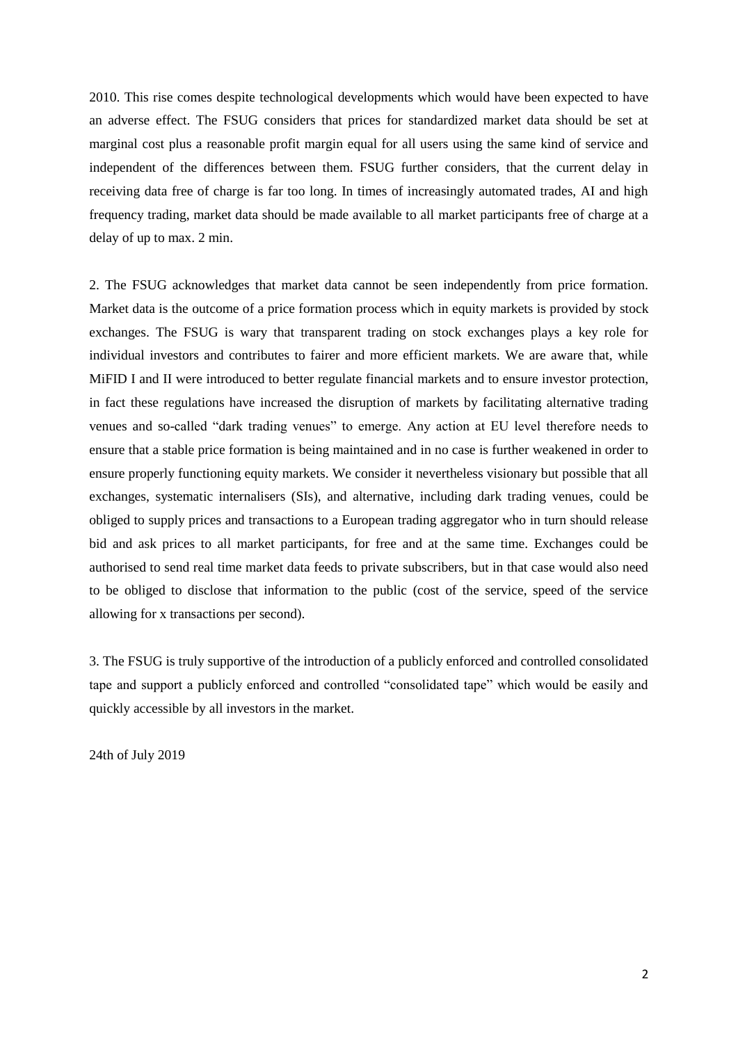2010. This rise comes despite technological developments which would have been expected to have an adverse effect. The FSUG considers that prices for standardized market data should be set at marginal cost plus a reasonable profit margin equal for all users using the same kind of service and independent of the differences between them. FSUG further considers, that the current delay in receiving data free of charge is far too long. In times of increasingly automated trades, AI and high frequency trading, market data should be made available to all market participants free of charge at a delay of up to max. 2 min.

2. The FSUG acknowledges that market data cannot be seen independently from price formation. Market data is the outcome of a price formation process which in equity markets is provided by stock exchanges. The FSUG is wary that transparent trading on stock exchanges plays a key role for individual investors and contributes to fairer and more efficient markets. We are aware that, while MiFID I and II were introduced to better regulate financial markets and to ensure investor protection, in fact these regulations have increased the disruption of markets by facilitating alternative trading venues and so-called "dark trading venues" to emerge. Any action at EU level therefore needs to ensure that a stable price formation is being maintained and in no case is further weakened in order to ensure properly functioning equity markets. We consider it nevertheless visionary but possible that all exchanges, systematic internalisers (SIs), and alternative, including dark trading venues, could be obliged to supply prices and transactions to a European trading aggregator who in turn should release bid and ask prices to all market participants, for free and at the same time. Exchanges could be authorised to send real time market data feeds to private subscribers, but in that case would also need to be obliged to disclose that information to the public (cost of the service, speed of the service allowing for x transactions per second).

3. The FSUG is truly supportive of the introduction of a publicly enforced and controlled consolidated tape and support a publicly enforced and controlled "consolidated tape" which would be easily and quickly accessible by all investors in the market.

24th of July 2019